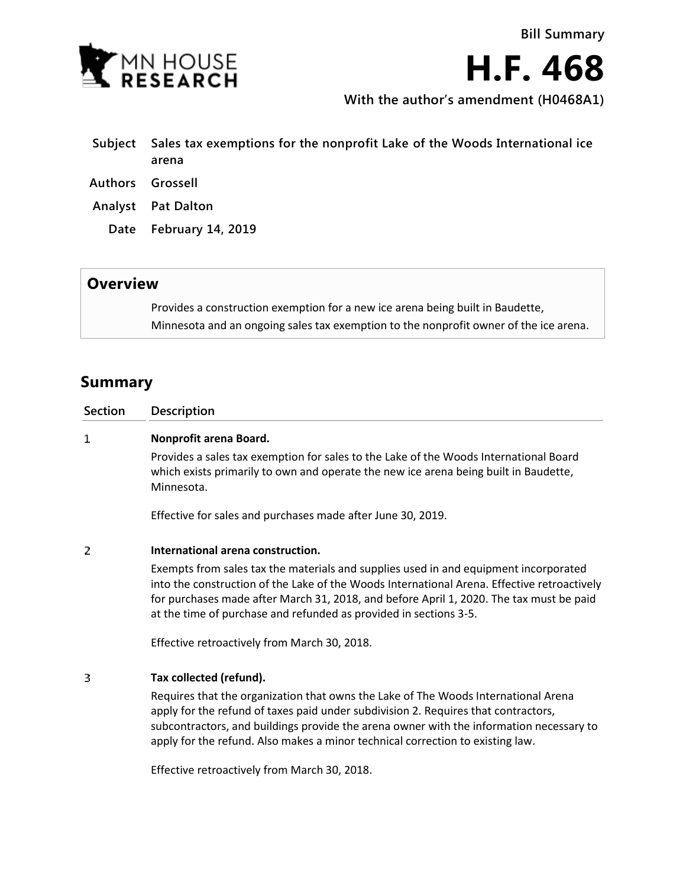Bill Summary

# H.F. 468

**With the author's amendment (H0468A1)**

| | |
|---|---|
| **Subject** | **Sales tax exemptions for the nonprofit Lake of the Woods International ice arena** |
| **Authors** | **Grossell** |
| **Analyst** | **Pat Dalton** |
| **Date** | **February 14, 2019** |

## Overview

Provides a construction exemption for a new ice arena being built in Baudette, Minnesota and an ongoing sales tax exemption to the nonprofit owner of the ice arena.

## Summary

| Section | Description |
|---|---|
| 1 | **Nonprofit arena Board.** Provides a sales tax exemption for sales to the Lake of the Woods International Board which exists primarily to own and operate the new ice arena being built in Baudette, Minnesota. Effective for sales and purchases made after June 30, 2019. |
| 2 | **International arena construction.** Exempts from sales tax the materials and supplies used in and equipment incorporated into the construction of the Lake of the Woods International Arena. Effective retroactively for purchases made after March 31, 2018, and before April 1, 2020. The tax must be paid at the time of purchase and refunded as provided in sections 3-5. Effective retroactively from March 30, 2018. |
| 3 | **Tax collected (refund).** Requires that the organization that owns the Lake of The Woods International Arena apply for the refund of taxes paid under subdivision 2. Requires that contractors, subcontractors, and buildings provide the arena owner with the information necessary to apply for the refund. Also makes a minor technical correction to existing law. Effective retroactively from March 30, 2018. |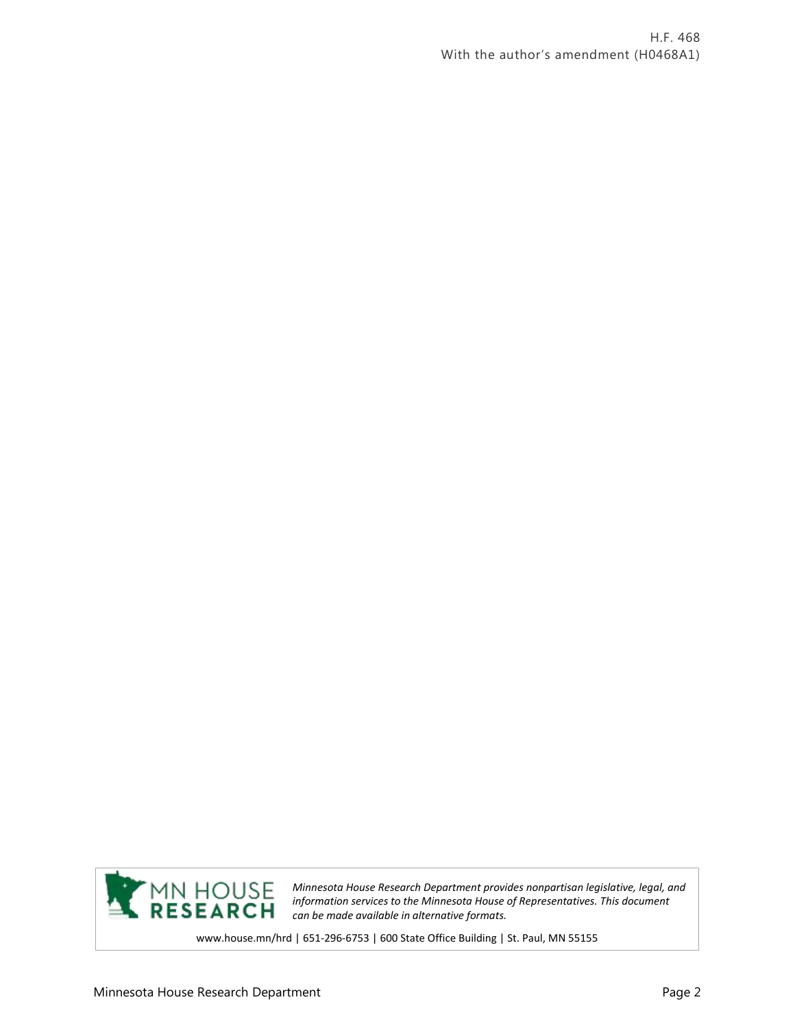Minnesota House Research Department provides nonpartisan legislative, legal, and information services to the Minnesota House of Representatives. This document can be made available in alternative formats.

www.house.mn/hrd | 651-296-6753 | 600 State Office Building | St. Paul, MN 55155